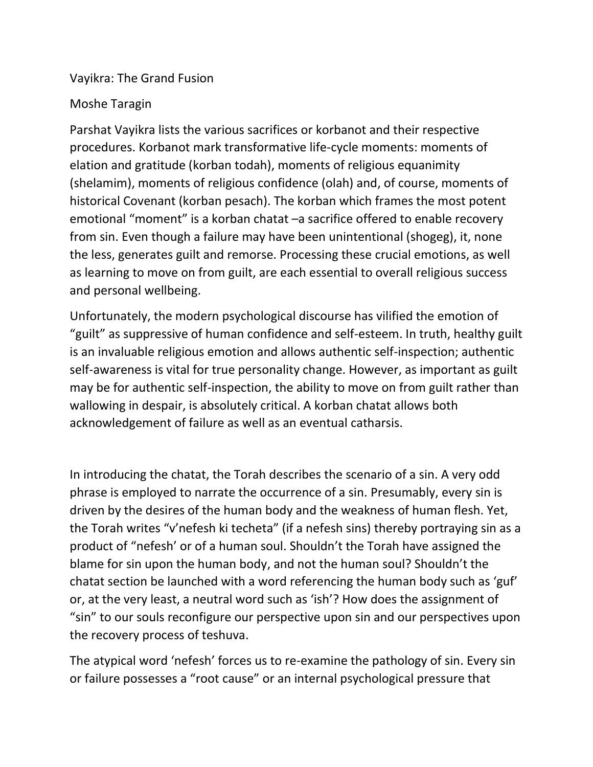# Vayikra: The Grand Fusion

Moshe Taragin

Parshat Vayikra lists the various sacrifices or korbanot and their respective procedures. Korbanot mark transformative life-cycle moments: moments of elation and gratitude (korban todah), moments of religious equanimity (shelamim), moments of religious confidence (olah) and, of course, moments of historical Covenant (korban pesach). The korban which frames the most potent emotional "moment" is a korban chatat –a sacrifice offered to enable recovery from sin. Even though a failure may have been unintentional (shogeg), it, none the less, generates guilt and remorse. Processing these crucial emotions, as well as learning to move on from guilt, are each essential to overall religious success and personal wellbeing.

Unfortunately, the modern psychological discourse has vilified the emotion of "guilt" as suppressive of human confidence and self-esteem. In truth, healthy guilt is an invaluable religious emotion and allows authentic self-inspection; authentic self-awareness is vital for true personality change. However, as important as guilt may be for authentic self-inspection, the ability to move on from guilt rather than wallowing in despair, is absolutely critical. A korban chatat allows both acknowledgement of failure as well as an eventual catharsis.

In introducing the chatat, the Torah describes the scenario of a sin. A very odd phrase is employed to narrate the occurrence of a sin. Presumably, every sin is driven by the desires of the human body and the weakness of human flesh. Yet, the Torah writes "v'nefesh ki techeta" (if a nefesh sins) thereby portraying sin as a product of "nefesh' or of a human soul. Shouldn't the Torah have assigned the blame for sin upon the human body, and not the human soul? Shouldn't the chatat section be launched with a word referencing the human body such as 'guf' or, at the very least, a neutral word such as 'ish'? How does the assignment of "sin" to our souls reconfigure our perspective upon sin and our perspectives upon the recovery process of teshuva.

The atypical word 'nefesh' forces us to re-examine the pathology of sin. Every sin or failure possesses a "root cause" or an internal psychological pressure that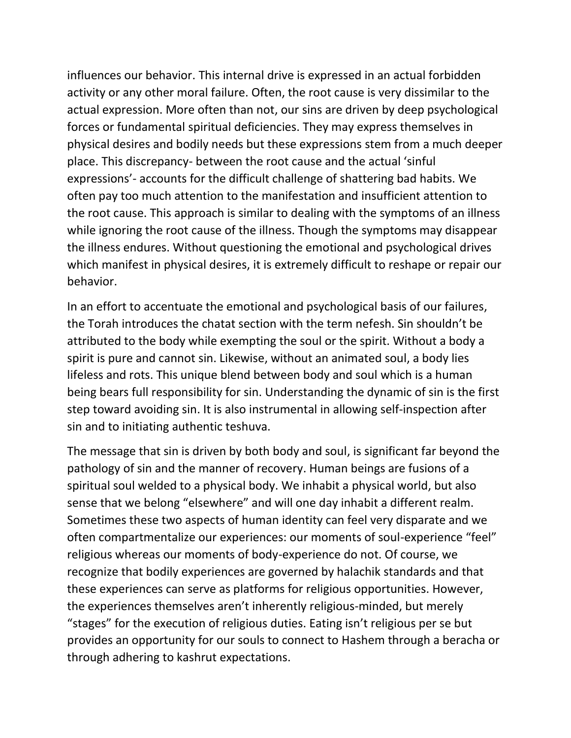influences our behavior. This internal drive is expressed in an actual forbidden activity or any other moral failure. Often, the root cause is very dissimilar to the actual expression. More often than not, our sins are driven by deep psychological forces or fundamental spiritual deficiencies. They may express themselves in physical desires and bodily needs but these expressions stem from a much deeper place. This discrepancy- between the root cause and the actual 'sinful expressions'- accounts for the difficult challenge of shattering bad habits. We often pay too much attention to the manifestation and insufficient attention to the root cause. This approach is similar to dealing with the symptoms of an illness while ignoring the root cause of the illness. Though the symptoms may disappear the illness endures. Without questioning the emotional and psychological drives which manifest in physical desires, it is extremely difficult to reshape or repair our behavior.

In an effort to accentuate the emotional and psychological basis of our failures, the Torah introduces the chatat section with the term nefesh. Sin shouldn't be attributed to the body while exempting the soul or the spirit. Without a body a spirit is pure and cannot sin. Likewise, without an animated soul, a body lies lifeless and rots. This unique blend between body and soul which is a human being bears full responsibility for sin. Understanding the dynamic of sin is the first step toward avoiding sin. It is also instrumental in allowing self-inspection after sin and to initiating authentic teshuva.

The message that sin is driven by both body and soul, is significant far beyond the pathology of sin and the manner of recovery. Human beings are fusions of a spiritual soul welded to a physical body. We inhabit a physical world, but also sense that we belong "elsewhere" and will one day inhabit a different realm. Sometimes these two aspects of human identity can feel very disparate and we often compartmentalize our experiences: our moments of soul-experience "feel" religious whereas our moments of body-experience do not. Of course, we recognize that bodily experiences are governed by halachik standards and that these experiences can serve as platforms for religious opportunities. However, the experiences themselves aren't inherently religious-minded, but merely "stages" for the execution of religious duties. Eating isn't religious per se but provides an opportunity for our souls to connect to Hashem through a beracha or through adhering to kashrut expectations.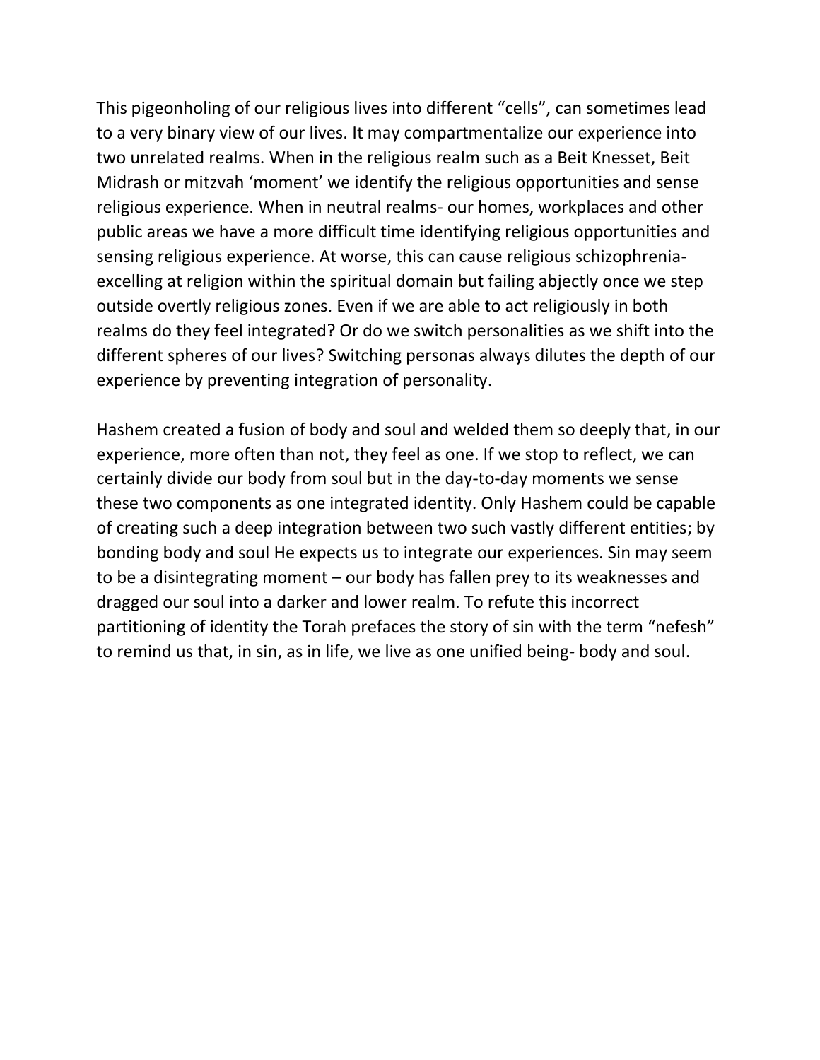This pigeonholing of our religious lives into different "cells", can sometimes lead to a very binary view of our lives. It may compartmentalize our experience into two unrelated realms. When in the religious realm such as a Beit Knesset, Beit Midrash or mitzvah 'moment' we identify the religious opportunities and sense religious experience. When in neutral realms- our homes, workplaces and other public areas we have a more difficult time identifying religious opportunities and sensing religious experience. At worse, this can cause religious schizophrenia- excelling at religion within the spiritual domain but failing abjectly once we step outside overtly religious zones. Even if we are able to act religiously in both realms do they feel integrated? Or do we switch personalities as we shift into the different spheres of our lives? Switching personas always dilutes the depth of our experience by preventing integration of personality.

Hashem created a fusion of body and soul and welded them so deeply that, in our experience, more often than not, they feel as one. If we stop to reflect, we can certainly divide our body from soul but in the day-to-day moments we sense these two components as one integrated identity. Only Hashem could be capable of creating such a deep integration between two such vastly different entities; by bonding body and soul He expects us to integrate our experiences. Sin may seem to be a disintegrating moment – our body has fallen prey to its weaknesses and dragged our soul into a darker and lower realm. To refute this incorrect partitioning of identity the Torah prefaces the story of sin with the term "nefesh" to remind us that, in sin, as in life, we live as one unified being- body and soul.